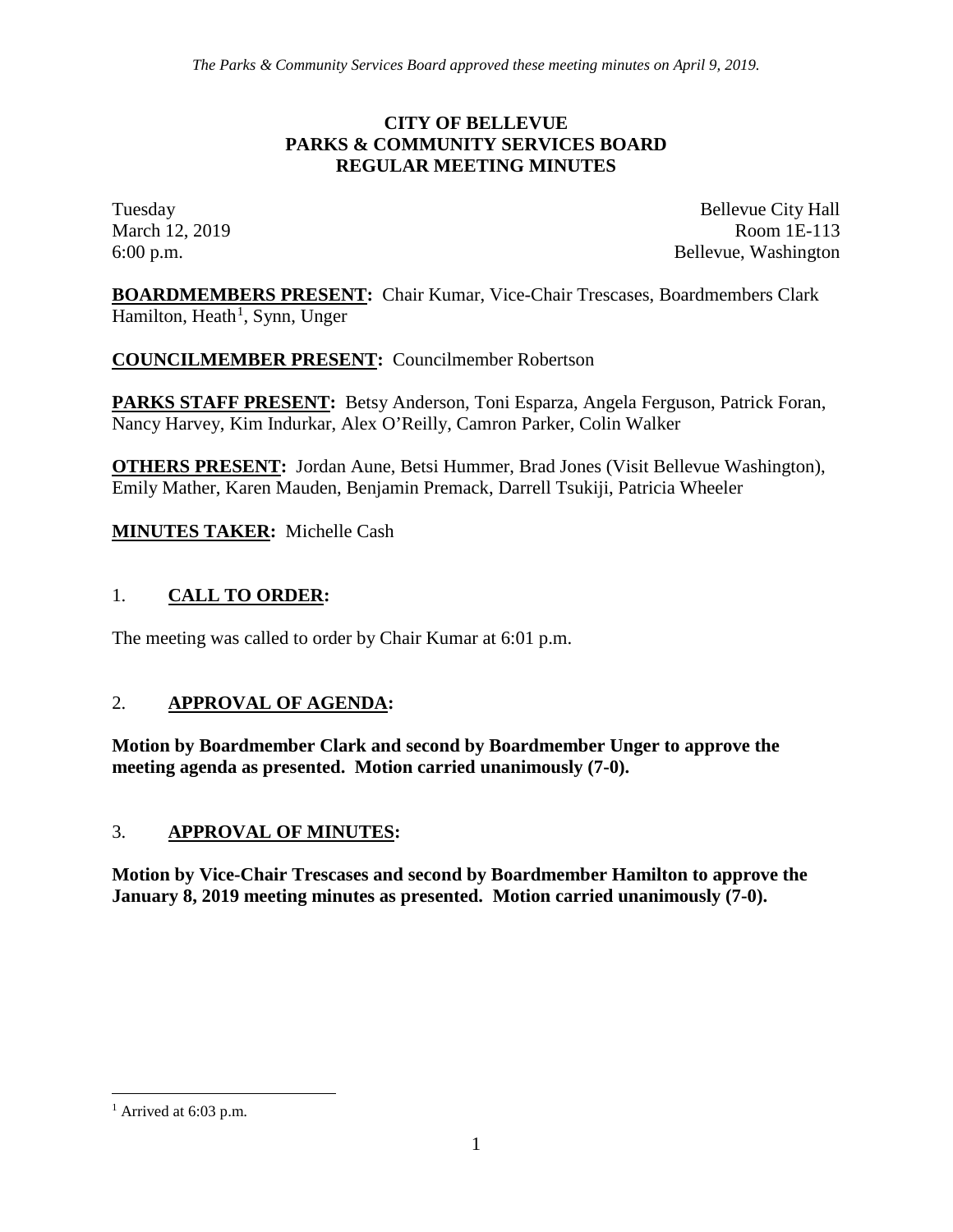*The Parks & Community Services Board approved these meeting minutes on April 9, 2019.*

# CITY OF BELLEVUE
# PARKS & COMMUNITY SERVICES BOARD
# REGULAR MEETING MINUTES

Tuesday
March 12, 2019
6:00 p.m.

Bellevue City Hall
Room 1E-113
Bellevue, Washington

**BOARDMEMBERS PRESENT:** Chair Kumar, Vice-Chair Trescases, Boardmembers Clark Hamilton, Heath[1], Synn, Unger

**COUNCILMEMBER PRESENT:** Councilmember Robertson

**PARKS STAFF PRESENT:** Betsy Anderson, Toni Esparza, Angela Ferguson, Patrick Foran, Nancy Harvey, Kim Indurkar, Alex O'Reilly, Camron Parker, Colin Walker

**OTHERS PRESENT:** Jordan Aune, Betsi Hummer, Brad Jones (Visit Bellevue Washington), Emily Mather, Karen Mauden, Benjamin Premack, Darrell Tsukiji, Patricia Wheeler

**MINUTES TAKER:** Michelle Cash

## 1. CALL TO ORDER:

The meeting was called to order by Chair Kumar at 6:01 p.m.

## 2. APPROVAL OF AGENDA:

**Motion by Boardmember Clark and second by Boardmember Unger to approve the meeting agenda as presented. Motion carried unanimously (7-0).**

## 3. APPROVAL OF MINUTES:

**Motion by Vice-Chair Trescases and second by Boardmember Hamilton to approve the January 8, 2019 meeting minutes as presented. Motion carried unanimously (7-0).**

---

[1] Arrived at 6:03 p.m.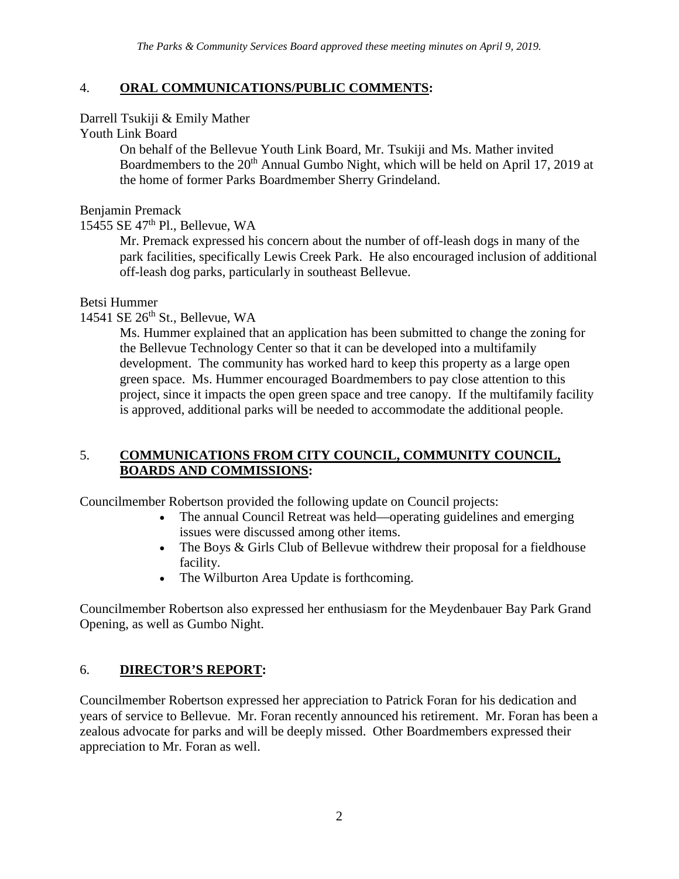*The Parks & Community Services Board approved these meeting minutes on April 9, 2019.*

## 4. **ORAL COMMUNICATIONS/PUBLIC COMMENTS:**

Darrell Tsukiji & Emily Mather
Youth Link Board

On behalf of the Bellevue Youth Link Board, Mr. Tsukiji and Ms. Mather invited Boardmembers to the 20th Annual Gumbo Night, which will be held on April 17, 2019 at the home of former Parks Boardmember Sherry Grindeland.

Benjamin Premack
15455 SE 47th Pl., Bellevue, WA

Mr. Premack expressed his concern about the number of off-leash dogs in many of the park facilities, specifically Lewis Creek Park. He also encouraged inclusion of additional off-leash dog parks, particularly in southeast Bellevue.

Betsi Hummer
14541 SE 26th St., Bellevue, WA

Ms. Hummer explained that an application has been submitted to change the zoning for the Bellevue Technology Center so that it can be developed into a multifamily development. The community has worked hard to keep this property as a large open green space. Ms. Hummer encouraged Boardmembers to pay close attention to this project, since it impacts the open green space and tree canopy. If the multifamily facility is approved, additional parks will be needed to accommodate the additional people.

## 5. **COMMUNICATIONS FROM CITY COUNCIL, COMMUNITY COUNCIL, BOARDS AND COMMISSIONS:**

Councilmember Robertson provided the following update on Council projects:

- The annual Council Retreat was held—operating guidelines and emerging issues were discussed among other items.
- The Boys & Girls Club of Bellevue withdrew their proposal for a fieldhouse facility.
- The Wilburton Area Update is forthcoming.

Councilmember Robertson also expressed her enthusiasm for the Meydenbauer Bay Park Grand Opening, as well as Gumbo Night.

## 6. **DIRECTOR'S REPORT:**

Councilmember Robertson expressed her appreciation to Patrick Foran for his dedication and years of service to Bellevue. Mr. Foran recently announced his retirement. Mr. Foran has been a zealous advocate for parks and will be deeply missed. Other Boardmembers expressed their appreciation to Mr. Foran as well.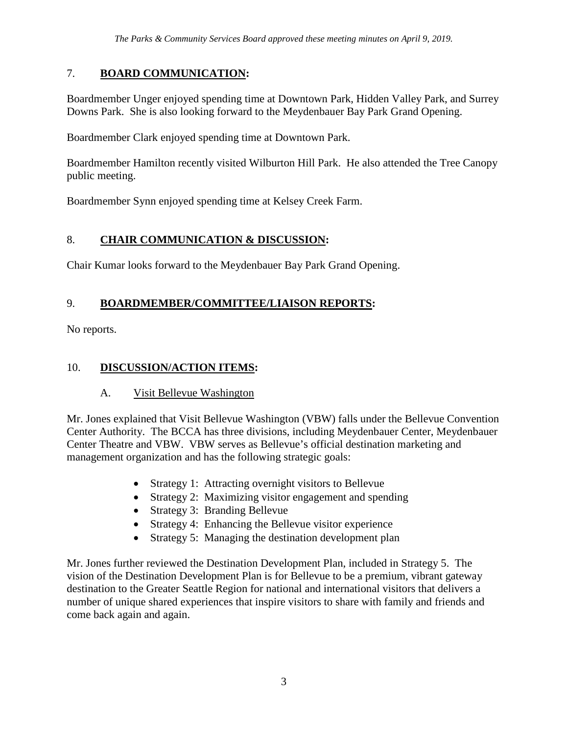*The Parks & Community Services Board approved these meeting minutes on April 9, 2019.*

## 7. **BOARD COMMUNICATION:**

Boardmember Unger enjoyed spending time at Downtown Park, Hidden Valley Park, and Surrey Downs Park. She is also looking forward to the Meydenbauer Bay Park Grand Opening.

Boardmember Clark enjoyed spending time at Downtown Park.

Boardmember Hamilton recently visited Wilburton Hill Park. He also attended the Tree Canopy public meeting.

Boardmember Synn enjoyed spending time at Kelsey Creek Farm.

## 8. **CHAIR COMMUNICATION & DISCUSSION:**

Chair Kumar looks forward to the Meydenbauer Bay Park Grand Opening.

## 9. **BOARDMEMBER/COMMITTEE/LIAISON REPORTS:**

No reports.

## 10. **DISCUSSION/ACTION ITEMS:**

### A. Visit Bellevue Washington

Mr. Jones explained that Visit Bellevue Washington (VBW) falls under the Bellevue Convention Center Authority. The BCCA has three divisions, including Meydenbauer Center, Meydenbauer Center Theatre and VBW. VBW serves as Bellevue's official destination marketing and management organization and has the following strategic goals:

- Strategy 1: Attracting overnight visitors to Bellevue
- Strategy 2: Maximizing visitor engagement and spending
- Strategy 3: Branding Bellevue
- Strategy 4: Enhancing the Bellevue visitor experience
- Strategy 5: Managing the destination development plan

Mr. Jones further reviewed the Destination Development Plan, included in Strategy 5. The vision of the Destination Development Plan is for Bellevue to be a premium, vibrant gateway destination to the Greater Seattle Region for national and international visitors that delivers a number of unique shared experiences that inspire visitors to share with family and friends and come back again and again.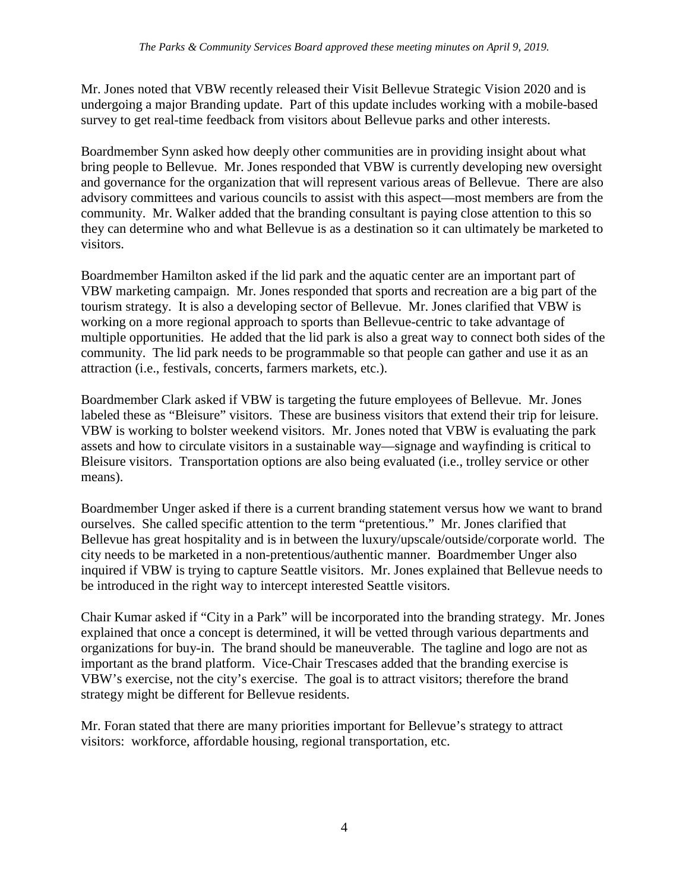Mr. Jones noted that VBW recently released their Visit Bellevue Strategic Vision 2020 and is undergoing a major Branding update. Part of this update includes working with a mobile-based survey to get real-time feedback from visitors about Bellevue parks and other interests.

Boardmember Synn asked how deeply other communities are in providing insight about what bring people to Bellevue. Mr. Jones responded that VBW is currently developing new oversight and governance for the organization that will represent various areas of Bellevue. There are also advisory committees and various councils to assist with this aspect—most members are from the community. Mr. Walker added that the branding consultant is paying close attention to this so they can determine who and what Bellevue is as a destination so it can ultimately be marketed to visitors.

Boardmember Hamilton asked if the lid park and the aquatic center are an important part of VBW marketing campaign. Mr. Jones responded that sports and recreation are a big part of the tourism strategy. It is also a developing sector of Bellevue. Mr. Jones clarified that VBW is working on a more regional approach to sports than Bellevue-centric to take advantage of multiple opportunities. He added that the lid park is also a great way to connect both sides of the community. The lid park needs to be programmable so that people can gather and use it as an attraction (i.e., festivals, concerts, farmers markets, etc.).

Boardmember Clark asked if VBW is targeting the future employees of Bellevue. Mr. Jones labeled these as "Bleisure" visitors. These are business visitors that extend their trip for leisure. VBW is working to bolster weekend visitors. Mr. Jones noted that VBW is evaluating the park assets and how to circulate visitors in a sustainable way—signage and wayfinding is critical to Bleisure visitors. Transportation options are also being evaluated (i.e., trolley service or other means).

Boardmember Unger asked if there is a current branding statement versus how we want to brand ourselves. She called specific attention to the term "pretentious." Mr. Jones clarified that Bellevue has great hospitality and is in between the luxury/upscale/outside/corporate world. The city needs to be marketed in a non-pretentious/authentic manner. Boardmember Unger also inquired if VBW is trying to capture Seattle visitors. Mr. Jones explained that Bellevue needs to be introduced in the right way to intercept interested Seattle visitors.

Chair Kumar asked if "City in a Park" will be incorporated into the branding strategy. Mr. Jones explained that once a concept is determined, it will be vetted through various departments and organizations for buy-in. The brand should be maneuverable. The tagline and logo are not as important as the brand platform. Vice-Chair Trescases added that the branding exercise is VBW's exercise, not the city's exercise. The goal is to attract visitors; therefore the brand strategy might be different for Bellevue residents.

Mr. Foran stated that there are many priorities important for Bellevue's strategy to attract visitors: workforce, affordable housing, regional transportation, etc.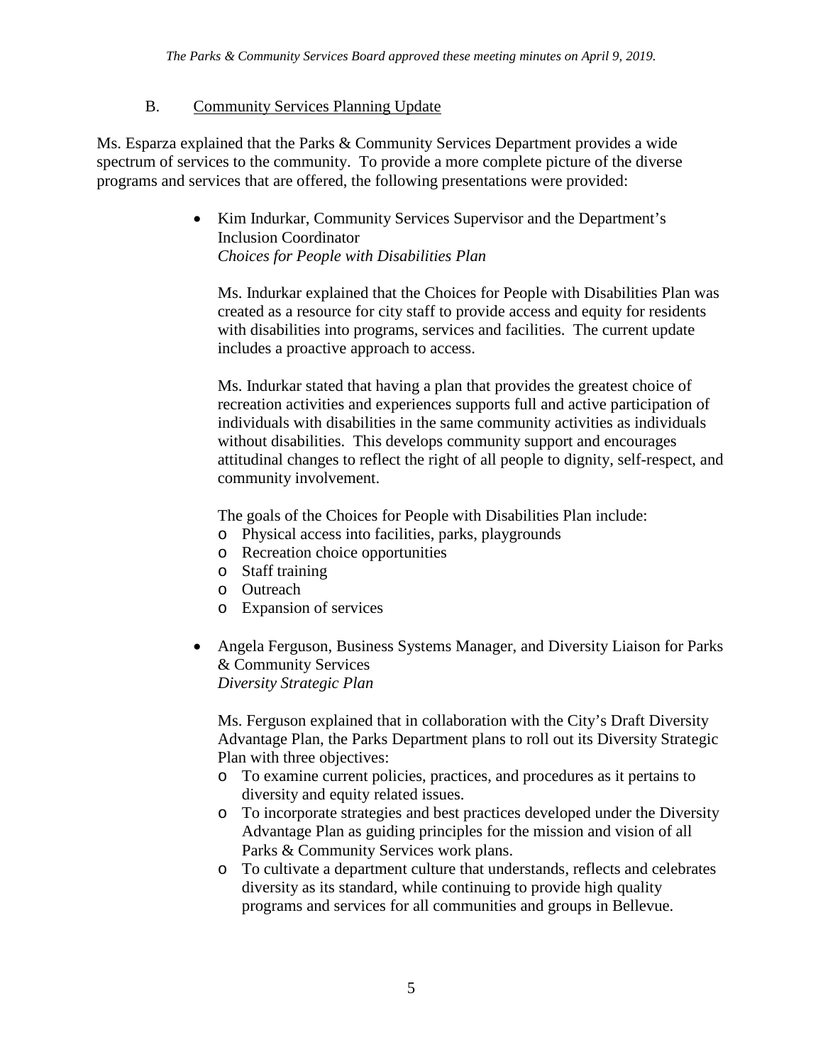*The Parks & Community Services Board approved these meeting minutes on April 9, 2019.*

### B. Community Services Planning Update

Ms. Esparza explained that the Parks & Community Services Department provides a wide spectrum of services to the community. To provide a more complete picture of the diverse programs and services that are offered, the following presentations were provided:

- Kim Indurkar, Community Services Supervisor and the Department's Inclusion Coordinator
  *Choices for People with Disabilities Plan*

  Ms. Indurkar explained that the Choices for People with Disabilities Plan was created as a resource for city staff to provide access and equity for residents with disabilities into programs, services and facilities. The current update includes a proactive approach to access.

  Ms. Indurkar stated that having a plan that provides the greatest choice of recreation activities and experiences supports full and active participation of individuals with disabilities in the same community activities as individuals without disabilities. This develops community support and encourages attitudinal changes to reflect the right of all people to dignity, self-respect, and community involvement.

  The goals of the Choices for People with Disabilities Plan include:
  - Physical access into facilities, parks, playgrounds
  - Recreation choice opportunities
  - Staff training
  - Outreach
  - Expansion of services

- Angela Ferguson, Business Systems Manager, and Diversity Liaison for Parks & Community Services
  *Diversity Strategic Plan*

  Ms. Ferguson explained that in collaboration with the City's Draft Diversity Advantage Plan, the Parks Department plans to roll out its Diversity Strategic Plan with three objectives:
  - To examine current policies, practices, and procedures as it pertains to diversity and equity related issues.
  - To incorporate strategies and best practices developed under the Diversity Advantage Plan as guiding principles for the mission and vision of all Parks & Community Services work plans.
  - To cultivate a department culture that understands, reflects and celebrates diversity as its standard, while continuing to provide high quality programs and services for all communities and groups in Bellevue.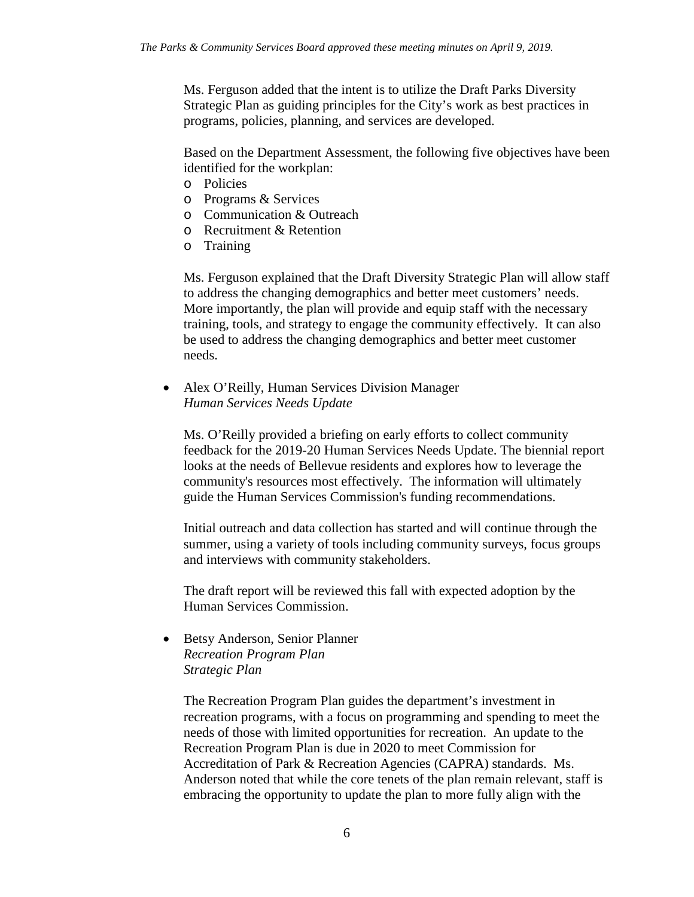Ms. Ferguson added that the intent is to utilize the Draft Parks Diversity Strategic Plan as guiding principles for the City's work as best practices in programs, policies, planning, and services are developed.

Based on the Department Assessment, the following five objectives have been identified for the workplan:

- Policies
- Programs & Services
- Communication & Outreach
- Recruitment & Retention
- Training

Ms. Ferguson explained that the Draft Diversity Strategic Plan will allow staff to address the changing demographics and better meet customers' needs. More importantly, the plan will provide and equip staff with the necessary training, tools, and strategy to engage the community effectively. It can also be used to address the changing demographics and better meet customer needs.

- Alex O'Reilly, Human Services Division Manager
  *Human Services Needs Update*

  Ms. O'Reilly provided a briefing on early efforts to collect community feedback for the 2019-20 Human Services Needs Update. The biennial report looks at the needs of Bellevue residents and explores how to leverage the community's resources most effectively. The information will ultimately guide the Human Services Commission's funding recommendations.

  Initial outreach and data collection has started and will continue through the summer, using a variety of tools including community surveys, focus groups and interviews with community stakeholders.

  The draft report will be reviewed this fall with expected adoption by the Human Services Commission.

- Betsy Anderson, Senior Planner
  *Recreation Program Plan*
  *Strategic Plan*

  The Recreation Program Plan guides the department's investment in recreation programs, with a focus on programming and spending to meet the needs of those with limited opportunities for recreation. An update to the Recreation Program Plan is due in 2020 to meet Commission for Accreditation of Park & Recreation Agencies (CAPRA) standards. Ms. Anderson noted that while the core tenets of the plan remain relevant, staff is embracing the opportunity to update the plan to more fully align with the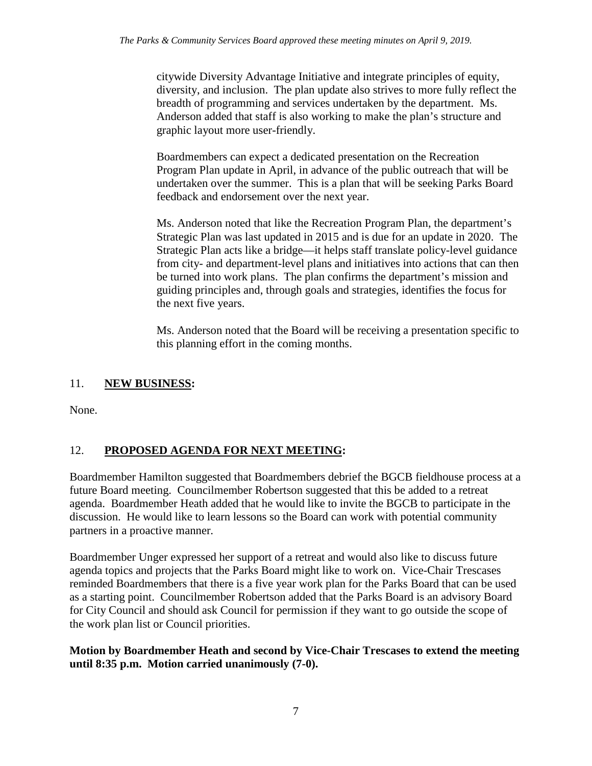citywide Diversity Advantage Initiative and integrate principles of equity, diversity, and inclusion. The plan update also strives to more fully reflect the breadth of programming and services undertaken by the department. Ms. Anderson added that staff is also working to make the plan's structure and graphic layout more user-friendly.

Boardmembers can expect a dedicated presentation on the Recreation Program Plan update in April, in advance of the public outreach that will be undertaken over the summer. This is a plan that will be seeking Parks Board feedback and endorsement over the next year.

Ms. Anderson noted that like the Recreation Program Plan, the department's Strategic Plan was last updated in 2015 and is due for an update in 2020. The Strategic Plan acts like a bridge—it helps staff translate policy-level guidance from city- and department-level plans and initiatives into actions that can then be turned into work plans. The plan confirms the department's mission and guiding principles and, through goals and strategies, identifies the focus for the next five years.

Ms. Anderson noted that the Board will be receiving a presentation specific to this planning effort in the coming months.

## 11. **NEW BUSINESS:**

None.

## 12. **PROPOSED AGENDA FOR NEXT MEETING:**

Boardmember Hamilton suggested that Boardmembers debrief the BGCB fieldhouse process at a future Board meeting. Councilmember Robertson suggested that this be added to a retreat agenda. Boardmember Heath added that he would like to invite the BGCB to participate in the discussion. He would like to learn lessons so the Board can work with potential community partners in a proactive manner.

Boardmember Unger expressed her support of a retreat and would also like to discuss future agenda topics and projects that the Parks Board might like to work on. Vice-Chair Trescases reminded Boardmembers that there is a five year work plan for the Parks Board that can be used as a starting point. Councilmember Robertson added that the Parks Board is an advisory Board for City Council and should ask Council for permission if they want to go outside the scope of the work plan list or Council priorities.

**Motion by Boardmember Heath and second by Vice-Chair Trescases to extend the meeting until 8:35 p.m. Motion carried unanimously (7-0).**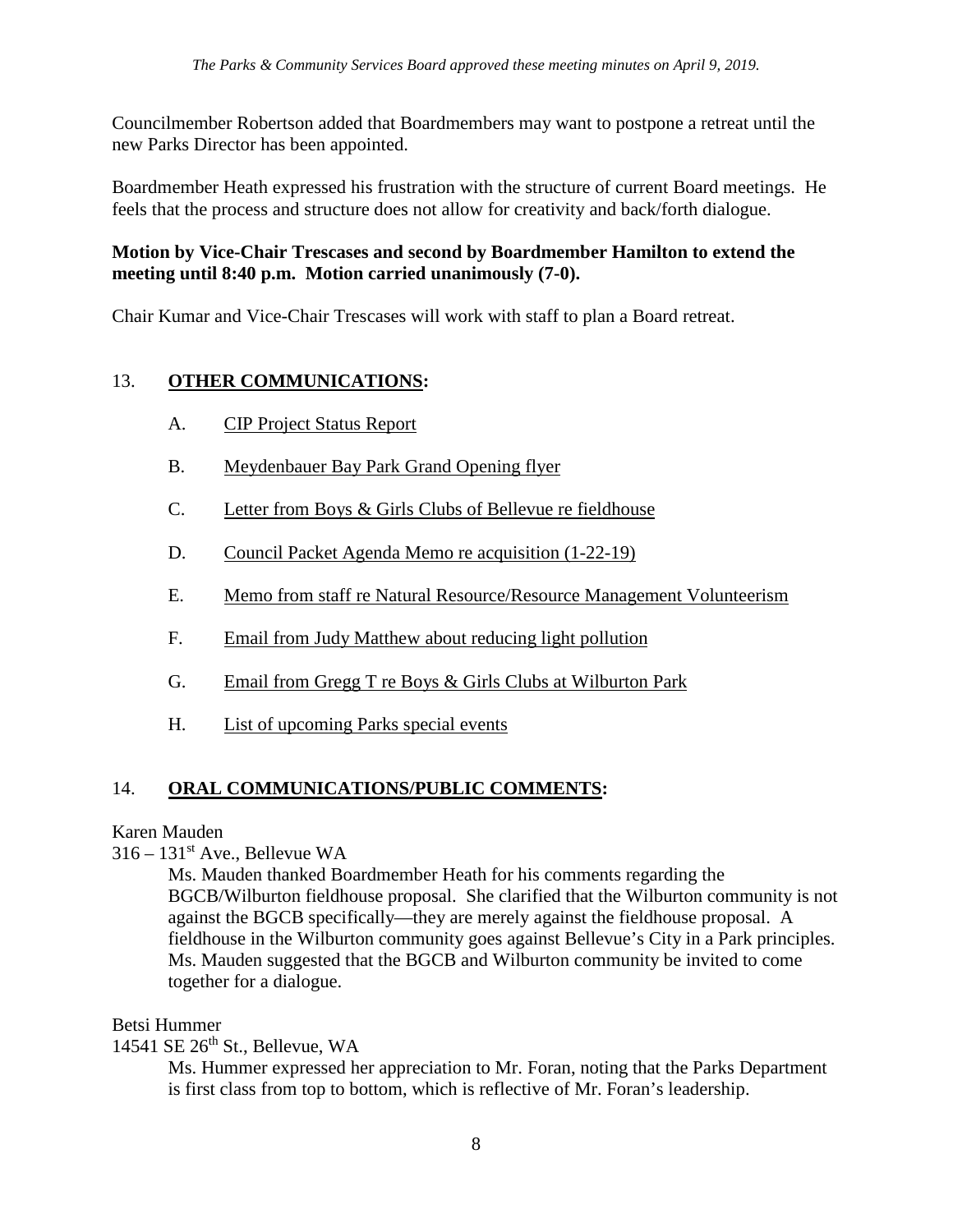*The Parks & Community Services Board approved these meeting minutes on April 9, 2019.*

Councilmember Robertson added that Boardmembers may want to postpone a retreat until the new Parks Director has been appointed.

Boardmember Heath expressed his frustration with the structure of current Board meetings. He feels that the process and structure does not allow for creativity and back/forth dialogue.

**Motion by Vice-Chair Trescases and second by Boardmember Hamilton to extend the meeting until 8:40 p.m. Motion carried unanimously (7-0).**

Chair Kumar and Vice-Chair Trescases will work with staff to plan a Board retreat.

## 13. **OTHER COMMUNICATIONS:**

A. CIP Project Status Report

B. Meydenbauer Bay Park Grand Opening flyer

C. Letter from Boys & Girls Clubs of Bellevue re fieldhouse

D. Council Packet Agenda Memo re acquisition (1-22-19)

E. Memo from staff re Natural Resource/Resource Management Volunteerism

F. Email from Judy Matthew about reducing light pollution

G. Email from Gregg T re Boys & Girls Clubs at Wilburton Park

H. List of upcoming Parks special events

## 14. **ORAL COMMUNICATIONS/PUBLIC COMMENTS:**

Karen Mauden
316 – 131st Ave., Bellevue WA

> Ms. Mauden thanked Boardmember Heath for his comments regarding the BGCB/Wilburton fieldhouse proposal. She clarified that the Wilburton community is not against the BGCB specifically—they are merely against the fieldhouse proposal. A fieldhouse in the Wilburton community goes against Bellevue's City in a Park principles. Ms. Mauden suggested that the BGCB and Wilburton community be invited to come together for a dialogue.

Betsi Hummer
14541 SE 26th St., Bellevue, WA

> Ms. Hummer expressed her appreciation to Mr. Foran, noting that the Parks Department is first class from top to bottom, which is reflective of Mr. Foran's leadership.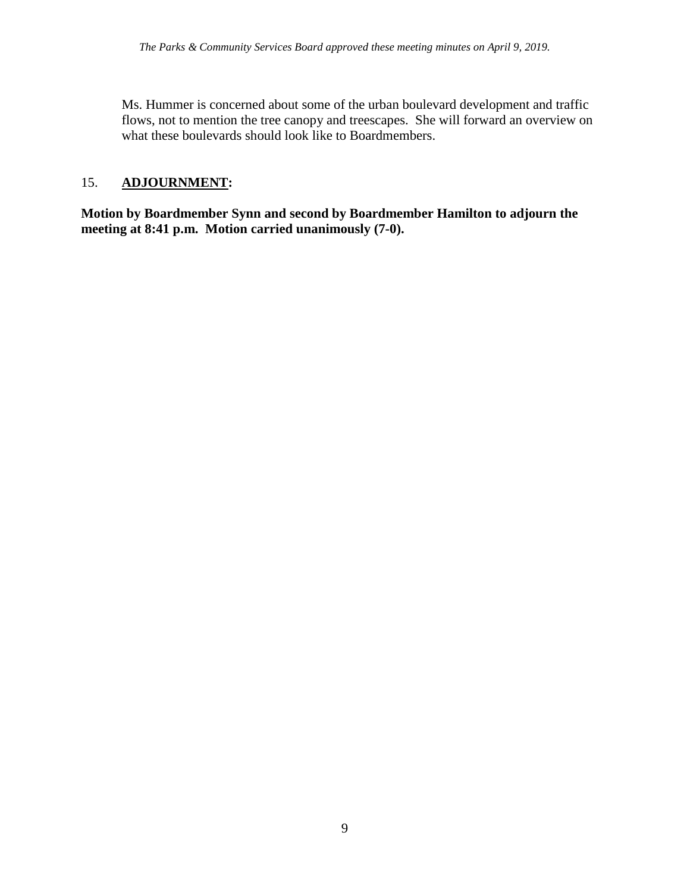Ms. Hummer is concerned about some of the urban boulevard development and traffic flows, not to mention the tree canopy and treescapes. She will forward an overview on what these boulevards should look like to Boardmembers.

15. **ADJOURNMENT:**

**Motion by Boardmember Synn and second by Boardmember Hamilton to adjourn the meeting at 8:41 p.m. Motion carried unanimously (7-0).**